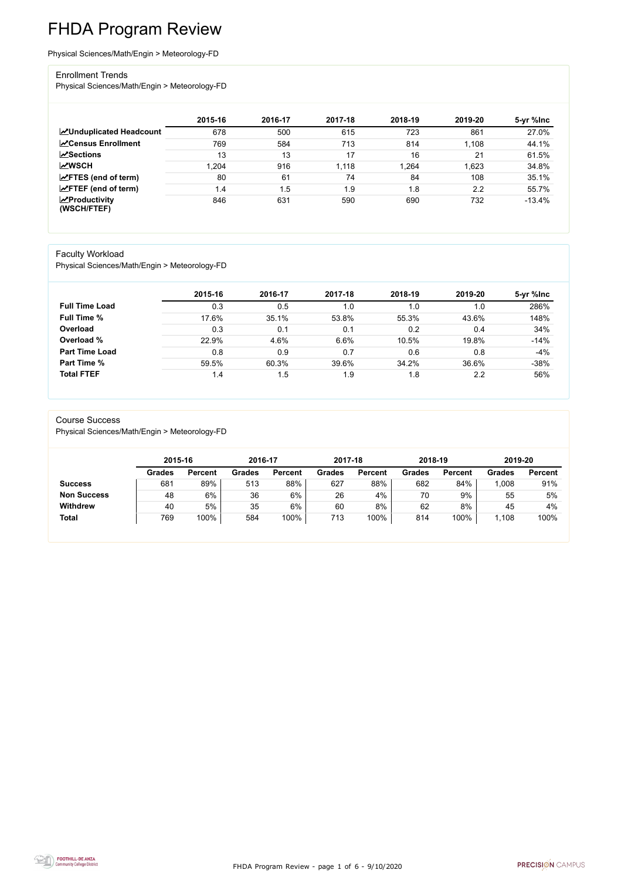# FHDA Program Review

Physical Sciences/Math/Engin > Meteorology-FD

## Enrollment Trends

Physical Sciences/Math/Engin > Meteorology-FD

| | 2015-16 | 2016-17 | 2017-18 | 2018-19 | 2019-20 | 5-yr %Inc |
|---|---|---|---|---|---|---|
| **Unduplicated Headcount** | 678 | 500 | 615 | 723 | 861 | 27.0% |
| **Census Enrollment** | 769 | 584 | 713 | 814 | 1,108 | 44.1% |
| **Sections** | 13 | 13 | 17 | 16 | 21 | 61.5% |
| **WSCH** | 1,204 | 916 | 1,118 | 1,264 | 1,623 | 34.8% |
| **FTES (end of term)** | 80 | 61 | 74 | 84 | 108 | 35.1% |
| **FTEF (end of term)** | 1.4 | 1.5 | 1.9 | 1.8 | 2.2 | 55.7% |
| **Productivity (WSCH/FTEF)** | 846 | 631 | 590 | 690 | 732 | -13.4% |

## Faculty Workload

Physical Sciences/Math/Engin > Meteorology-FD

| | 2015-16 | 2016-17 | 2017-18 | 2018-19 | 2019-20 | 5-yr %Inc |
|---|---|---|---|---|---|---|
| **Full Time Load** | 0.3 | 0.5 | 1.0 | 1.0 | 1.0 | 286% |
| **Full Time %** | 17.6% | 35.1% | 53.8% | 55.3% | 43.6% | 148% |
| **Overload** | 0.3 | 0.1 | 0.1 | 0.2 | 0.4 | 34% |
| **Overload %** | 22.9% | 4.6% | 6.6% | 10.5% | 19.8% | -14% |
| **Part Time Load** | 0.8 | 0.9 | 0.7 | 0.6 | 0.8 | -4% |
| **Part Time %** | 59.5% | 60.3% | 39.6% | 34.2% | 36.6% | -38% |
| **Total FTEF** | 1.4 | 1.5 | 1.9 | 1.8 | 2.2 | 56% |

## Course Success

Physical Sciences/Math/Engin > Meteorology-FD

| | 2015-16 | | 2016-17 | | 2017-18 | | 2018-19 | | 2019-20 | |
|---|---|---|---|---|---|---|---|---|---|---|
| | **Grades** | **Percent** | **Grades** | **Percent** | **Grades** | **Percent** | **Grades** | **Percent** | **Grades** | **Percent** |
| **Success** | 681 | 89% | 513 | 88% | 627 | 88% | 682 | 84% | 1,008 | 91% |
| **Non Success** | 48 | 6% | 36 | 6% | 26 | 4% | 70 | 9% | 55 | 5% |
| **Withdrew** | 40 | 5% | 35 | 6% | 60 | 8% | 62 | 8% | 45 | 4% |
| **Total** | 769 | 100% | 584 | 100% | 713 | 100% | 814 | 100% | 1,108 | 100% |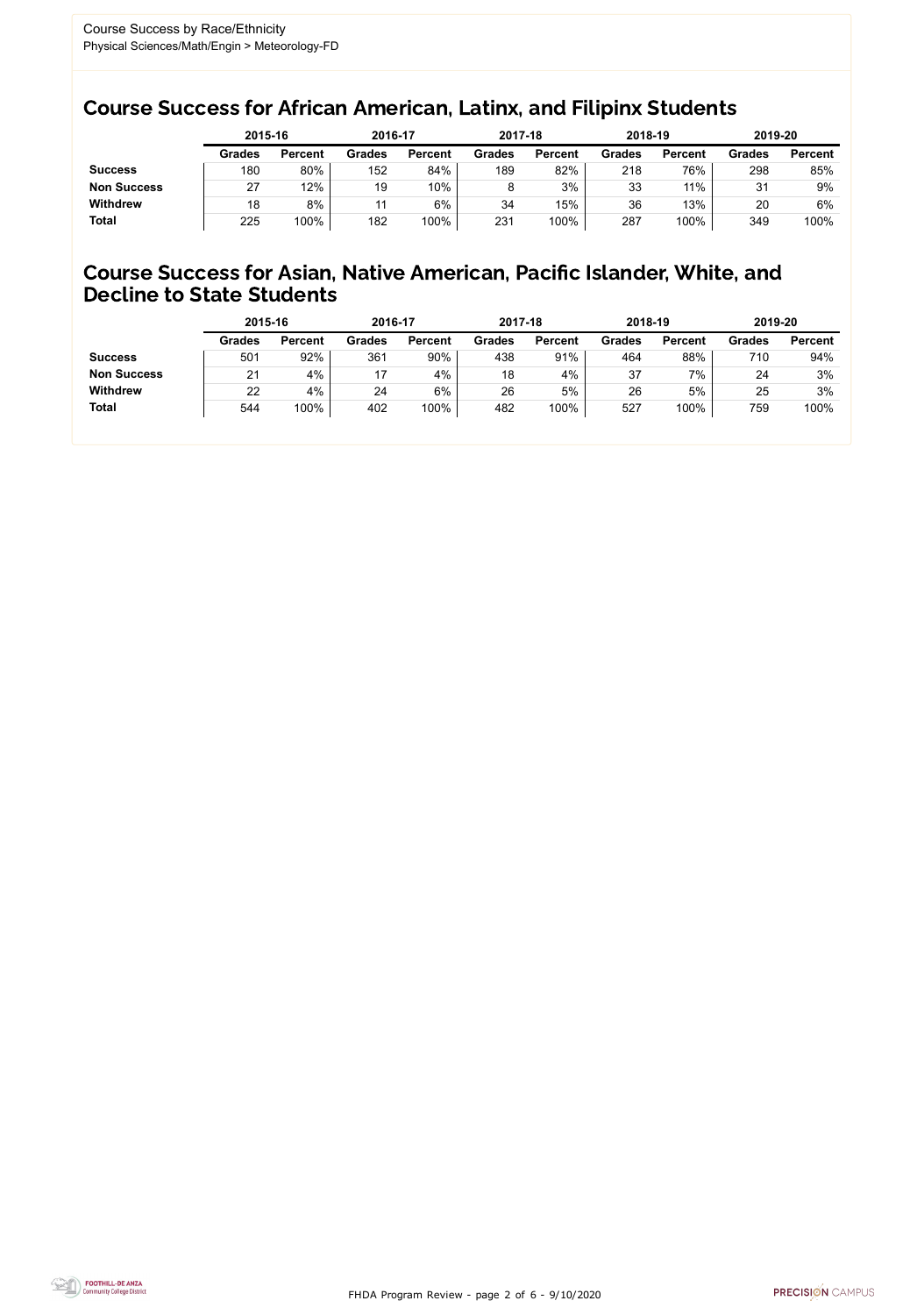Course Success by Race/Ethnicity
Physical Sciences/Math/Engin > Meteorology-FD

## Course Success for African American, Latinx, and Filipinx Students

| | 2015-16 | | 2016-17 | | 2017-18 | | 2018-19 | | 2019-20 | |
|---|---|---|---|---|---|---|---|---|---|---|
| | Grades | Percent | Grades | Percent | Grades | Percent | Grades | Percent | Grades | Percent |
| **Success** | 180 | 80% | 152 | 84% | 189 | 82% | 218 | 76% | 298 | 85% |
| **Non Success** | 27 | 12% | 19 | 10% | 8 | 3% | 33 | 11% | 31 | 9% |
| **Withdrew** | 18 | 8% | 11 | 6% | 34 | 15% | 36 | 13% | 20 | 6% |
| **Total** | 225 | 100% | 182 | 100% | 231 | 100% | 287 | 100% | 349 | 100% |

## Course Success for Asian, Native American, Pacific Islander, White, and Decline to State Students

| | 2015-16 | | 2016-17 | | 2017-18 | | 2018-19 | | 2019-20 | |
|---|---|---|---|---|---|---|---|---|---|---|
| | Grades | Percent | Grades | Percent | Grades | Percent | Grades | Percent | Grades | Percent |
| **Success** | 501 | 92% | 361 | 90% | 438 | 91% | 464 | 88% | 710 | 94% |
| **Non Success** | 21 | 4% | 17 | 4% | 18 | 4% | 37 | 7% | 24 | 3% |
| **Withdrew** | 22 | 4% | 24 | 6% | 26 | 5% | 26 | 5% | 25 | 3% |
| **Total** | 544 | 100% | 402 | 100% | 482 | 100% | 527 | 100% | 759 | 100% |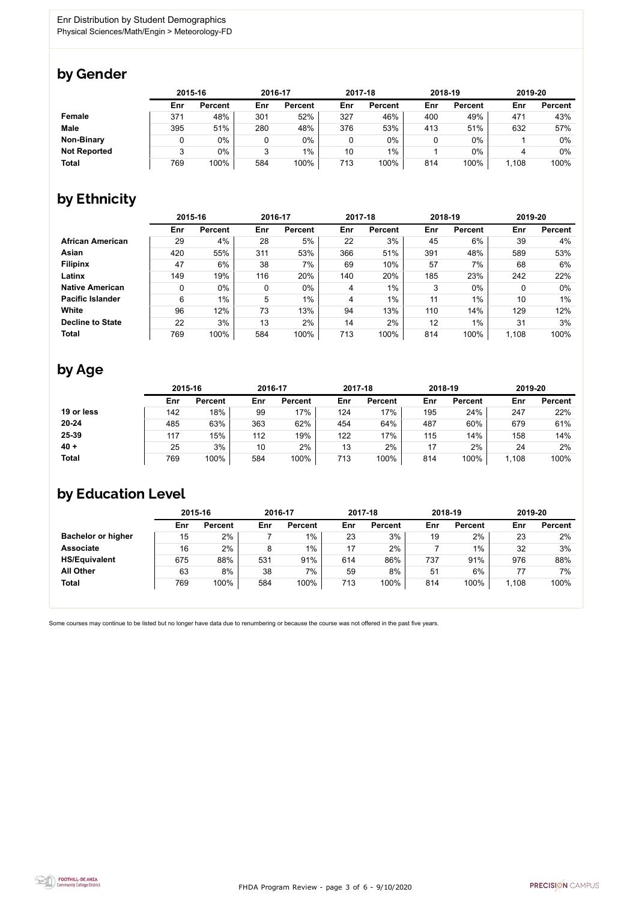Enr Distribution by Student Demographics
Physical Sciences/Math/Engin > Meteorology-FD

## by Gender

| | 2015-16 | | 2016-17 | | 2017-18 | | 2018-19 | | 2019-20 | |
|---|---|---|---|---|---|---|---|---|---|---|
| | Enr | Percent | Enr | Percent | Enr | Percent | Enr | Percent | Enr | Percent |
| **Female** | 371 | 48% | 301 | 52% | 327 | 46% | 400 | 49% | 471 | 43% |
| **Male** | 395 | 51% | 280 | 48% | 376 | 53% | 413 | 51% | 632 | 57% |
| **Non-Binary** | 0 | 0% | 0 | 0% | 0 | 0% | 0 | 0% | 1 | 0% |
| **Not Reported** | 3 | 0% | 3 | 1% | 10 | 1% | 1 | 0% | 4 | 0% |
| **Total** | 769 | 100% | 584 | 100% | 713 | 100% | 814 | 100% | 1,108 | 100% |

## by Ethnicity

| | 2015-16 | | 2016-17 | | 2017-18 | | 2018-19 | | 2019-20 | |
|---|---|---|---|---|---|---|---|---|---|---|
| | Enr | Percent | Enr | Percent | Enr | Percent | Enr | Percent | Enr | Percent |
| **African American** | 29 | 4% | 28 | 5% | 22 | 3% | 45 | 6% | 39 | 4% |
| **Asian** | 420 | 55% | 311 | 53% | 366 | 51% | 391 | 48% | 589 | 53% |
| **Filipinx** | 47 | 6% | 38 | 7% | 69 | 10% | 57 | 7% | 68 | 6% |
| **Latinx** | 149 | 19% | 116 | 20% | 140 | 20% | 185 | 23% | 242 | 22% |
| **Native American** | 0 | 0% | 0 | 0% | 4 | 1% | 3 | 0% | 0 | 0% |
| **Pacific Islander** | 6 | 1% | 5 | 1% | 4 | 1% | 11 | 1% | 10 | 1% |
| **White** | 96 | 12% | 73 | 13% | 94 | 13% | 110 | 14% | 129 | 12% |
| **Decline to State** | 22 | 3% | 13 | 2% | 14 | 2% | 12 | 1% | 31 | 3% |
| **Total** | 769 | 100% | 584 | 100% | 713 | 100% | 814 | 100% | 1,108 | 100% |

## by Age

| | 2015-16 | | 2016-17 | | 2017-18 | | 2018-19 | | 2019-20 | |
|---|---|---|---|---|---|---|---|---|---|---|
| | Enr | Percent | Enr | Percent | Enr | Percent | Enr | Percent | Enr | Percent |
| **19 or less** | 142 | 18% | 99 | 17% | 124 | 17% | 195 | 24% | 247 | 22% |
| **20-24** | 485 | 63% | 363 | 62% | 454 | 64% | 487 | 60% | 679 | 61% |
| **25-39** | 117 | 15% | 112 | 19% | 122 | 17% | 115 | 14% | 158 | 14% |
| **40 +** | 25 | 3% | 10 | 2% | 13 | 2% | 17 | 2% | 24 | 2% |
| **Total** | 769 | 100% | 584 | 100% | 713 | 100% | 814 | 100% | 1,108 | 100% |

## by Education Level

| | 2015-16 | | 2016-17 | | 2017-18 | | 2018-19 | | 2019-20 | |
|---|---|---|---|---|---|---|---|---|---|---|
| | Enr | Percent | Enr | Percent | Enr | Percent | Enr | Percent | Enr | Percent |
| **Bachelor or higher** | 15 | 2% | 7 | 1% | 23 | 3% | 19 | 2% | 23 | 2% |
| **Associate** | 16 | 2% | 8 | 1% | 17 | 2% | 7 | 1% | 32 | 3% |
| **HS/Equivalent** | 675 | 88% | 531 | 91% | 614 | 86% | 737 | 91% | 976 | 88% |
| **All Other** | 63 | 8% | 38 | 7% | 59 | 8% | 51 | 6% | 77 | 7% |
| **Total** | 769 | 100% | 584 | 100% | 713 | 100% | 814 | 100% | 1,108 | 100% |

Some courses may continue to be listed but no longer have data due to renumbering or because the course was not offered in the past five years.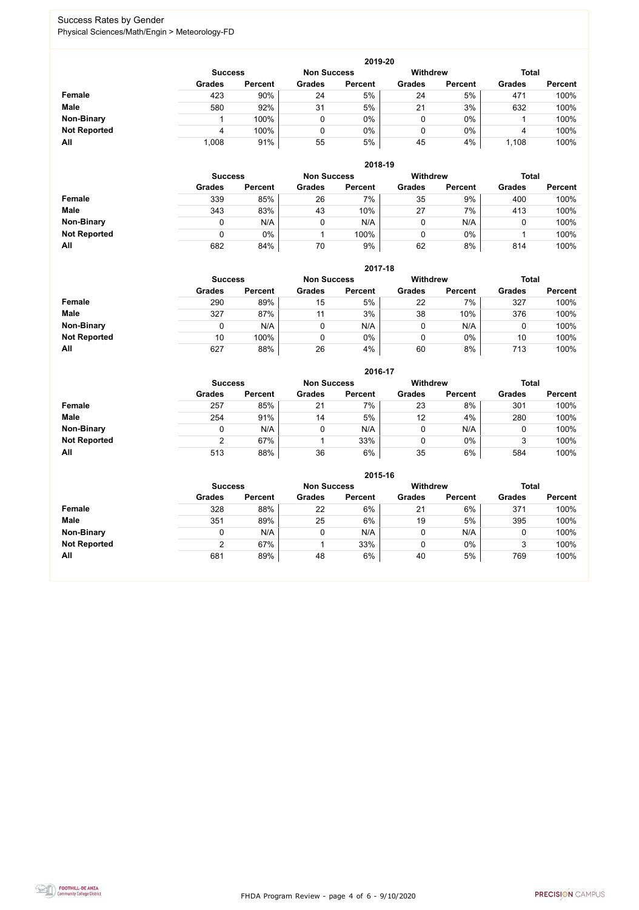## Success Rates by Gender

Physical Sciences/Math/Engin > Meteorology-FD

### 2019-20

| | Success | | Non Success | | Withdrew | | Total | |
|---|---|---|---|---|---|---|---|---|
| | Grades | Percent | Grades | Percent | Grades | Percent | Grades | Percent |
| **Female** | 423 | 90% | 24 | 5% | 24 | 5% | 471 | 100% |
| **Male** | 580 | 92% | 31 | 5% | 21 | 3% | 632 | 100% |
| **Non-Binary** | 1 | 100% | 0 | 0% | 0 | 0% | 1 | 100% |
| **Not Reported** | 4 | 100% | 0 | 0% | 0 | 0% | 4 | 100% |
| **All** | 1,008 | 91% | 55 | 5% | 45 | 4% | 1,108 | 100% |

### 2018-19

| | Success | | Non Success | | Withdrew | | Total | |
|---|---|---|---|---|---|---|---|---|
| | Grades | Percent | Grades | Percent | Grades | Percent | Grades | Percent |
| **Female** | 339 | 85% | 26 | 7% | 35 | 9% | 400 | 100% |
| **Male** | 343 | 83% | 43 | 10% | 27 | 7% | 413 | 100% |
| **Non-Binary** | 0 | N/A | 0 | N/A | 0 | N/A | 0 | 100% |
| **Not Reported** | 0 | 0% | 1 | 100% | 0 | 0% | 1 | 100% |
| **All** | 682 | 84% | 70 | 9% | 62 | 8% | 814 | 100% |

### 2017-18

| | Success | | Non Success | | Withdrew | | Total | |
|---|---|---|---|---|---|---|---|---|
| | Grades | Percent | Grades | Percent | Grades | Percent | Grades | Percent |
| **Female** | 290 | 89% | 15 | 5% | 22 | 7% | 327 | 100% |
| **Male** | 327 | 87% | 11 | 3% | 38 | 10% | 376 | 100% |
| **Non-Binary** | 0 | N/A | 0 | N/A | 0 | N/A | 0 | 100% |
| **Not Reported** | 10 | 100% | 0 | 0% | 0 | 0% | 10 | 100% |
| **All** | 627 | 88% | 26 | 4% | 60 | 8% | 713 | 100% |

### 2016-17

| | Success | | Non Success | | Withdrew | | Total | |
|---|---|---|---|---|---|---|---|---|
| | Grades | Percent | Grades | Percent | Grades | Percent | Grades | Percent |
| **Female** | 257 | 85% | 21 | 7% | 23 | 8% | 301 | 100% |
| **Male** | 254 | 91% | 14 | 5% | 12 | 4% | 280 | 100% |
| **Non-Binary** | 0 | N/A | 0 | N/A | 0 | N/A | 0 | 100% |
| **Not Reported** | 2 | 67% | 1 | 33% | 0 | 0% | 3 | 100% |
| **All** | 513 | 88% | 36 | 6% | 35 | 6% | 584 | 100% |

### 2015-16

| | Success | | Non Success | | Withdrew | | Total | |
|---|---|---|---|---|---|---|---|---|
| | Grades | Percent | Grades | Percent | Grades | Percent | Grades | Percent |
| **Female** | 328 | 88% | 22 | 6% | 21 | 6% | 371 | 100% |
| **Male** | 351 | 89% | 25 | 6% | 19 | 5% | 395 | 100% |
| **Non-Binary** | 0 | N/A | 0 | N/A | 0 | N/A | 0 | 100% |
| **Not Reported** | 2 | 67% | 1 | 33% | 0 | 0% | 3 | 100% |
| **All** | 681 | 89% | 48 | 6% | 40 | 5% | 769 | 100% |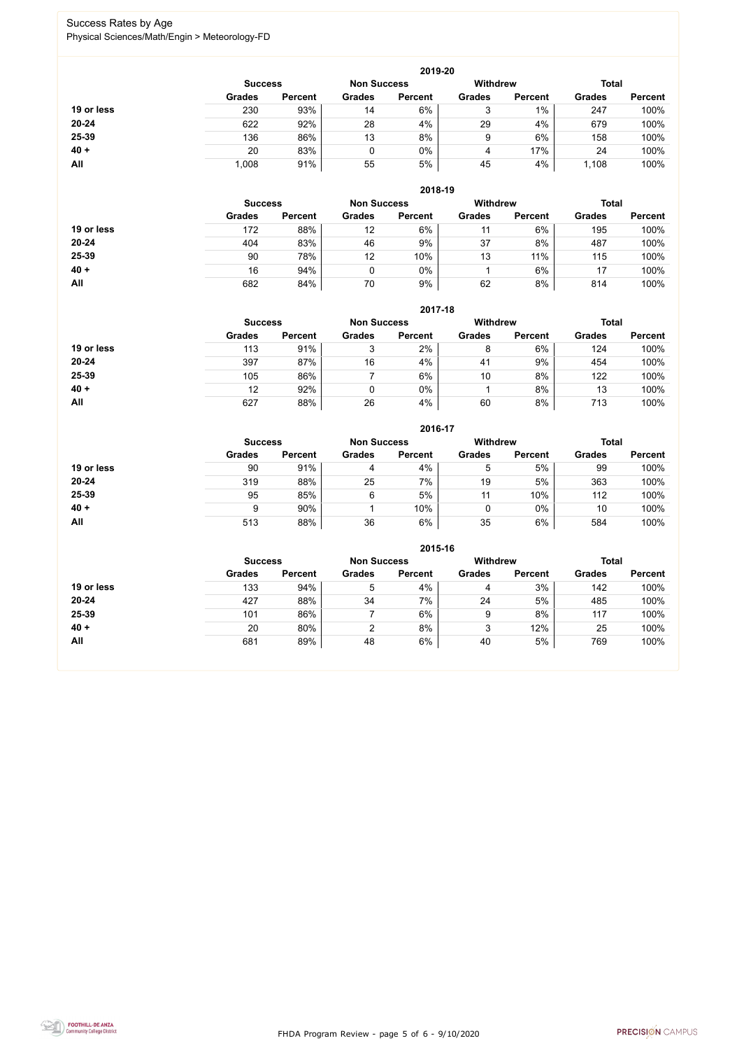# Success Rates by Age

Physical Sciences/Math/Engin > Meteorology-FD

## 2019-20

| | Success | | Non Success | | Withdrew | | Total | |
|---|---|---|---|---|---|---|---|---|
| | Grades | Percent | Grades | Percent | Grades | Percent | Grades | Percent |
| **19 or less** | 230 | 93% | 14 | 6% | 3 | 1% | 247 | 100% |
| **20-24** | 622 | 92% | 28 | 4% | 29 | 4% | 679 | 100% |
| **25-39** | 136 | 86% | 13 | 8% | 9 | 6% | 158 | 100% |
| **40 +** | 20 | 83% | 0 | 0% | 4 | 17% | 24 | 100% |
| **All** | 1,008 | 91% | 55 | 5% | 45 | 4% | 1,108 | 100% |

## 2018-19

| | Success | | Non Success | | Withdrew | | Total | |
|---|---|---|---|---|---|---|---|---|
| | Grades | Percent | Grades | Percent | Grades | Percent | Grades | Percent |
| **19 or less** | 172 | 88% | 12 | 6% | 11 | 6% | 195 | 100% |
| **20-24** | 404 | 83% | 46 | 9% | 37 | 8% | 487 | 100% |
| **25-39** | 90 | 78% | 12 | 10% | 13 | 11% | 115 | 100% |
| **40 +** | 16 | 94% | 0 | 0% | 1 | 6% | 17 | 100% |
| **All** | 682 | 84% | 70 | 9% | 62 | 8% | 814 | 100% |

## 2017-18

| | Success | | Non Success | | Withdrew | | Total | |
|---|---|---|---|---|---|---|---|---|
| | Grades | Percent | Grades | Percent | Grades | Percent | Grades | Percent |
| **19 or less** | 113 | 91% | 3 | 2% | 8 | 6% | 124 | 100% |
| **20-24** | 397 | 87% | 16 | 4% | 41 | 9% | 454 | 100% |
| **25-39** | 105 | 86% | 7 | 6% | 10 | 8% | 122 | 100% |
| **40 +** | 12 | 92% | 0 | 0% | 1 | 8% | 13 | 100% |
| **All** | 627 | 88% | 26 | 4% | 60 | 8% | 713 | 100% |

## 2016-17

| | Success | | Non Success | | Withdrew | | Total | |
|---|---|---|---|---|---|---|---|---|
| | Grades | Percent | Grades | Percent | Grades | Percent | Grades | Percent |
| **19 or less** | 90 | 91% | 4 | 4% | 5 | 5% | 99 | 100% |
| **20-24** | 319 | 88% | 25 | 7% | 19 | 5% | 363 | 100% |
| **25-39** | 95 | 85% | 6 | 5% | 11 | 10% | 112 | 100% |
| **40 +** | 9 | 90% | 1 | 10% | 0 | 0% | 10 | 100% |
| **All** | 513 | 88% | 36 | 6% | 35 | 6% | 584 | 100% |

## 2015-16

| | Success | | Non Success | | Withdrew | | Total | |
|---|---|---|---|---|---|---|---|---|
| | Grades | Percent | Grades | Percent | Grades | Percent | Grades | Percent |
| **19 or less** | 133 | 94% | 5 | 4% | 4 | 3% | 142 | 100% |
| **20-24** | 427 | 88% | 34 | 7% | 24 | 5% | 485 | 100% |
| **25-39** | 101 | 86% | 7 | 6% | 9 | 8% | 117 | 100% |
| **40 +** | 20 | 80% | 2 | 8% | 3 | 12% | 25 | 100% |
| **All** | 681 | 89% | 48 | 6% | 40 | 5% | 769 | 100% |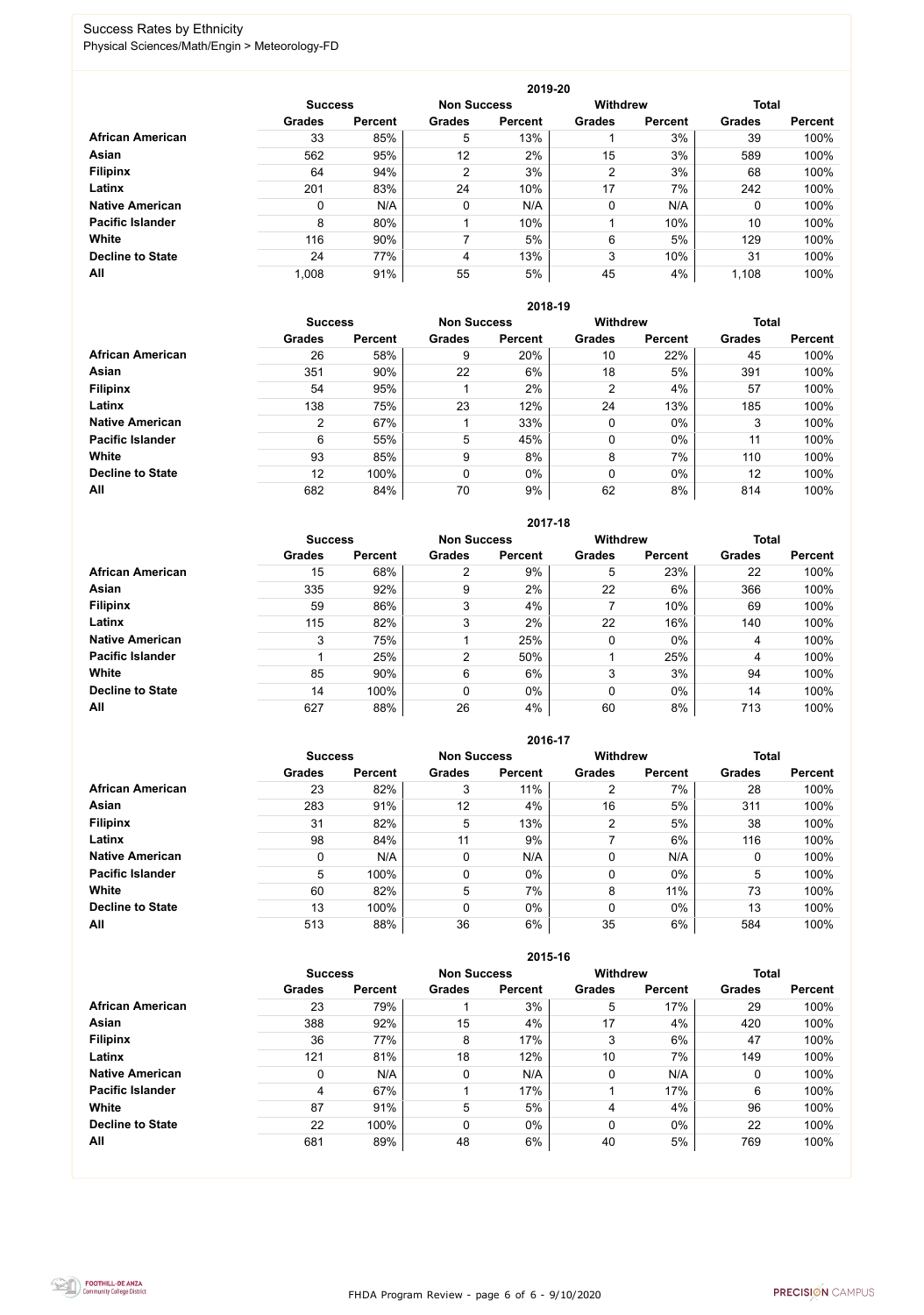# Success Rates by Ethnicity

Physical Sciences/Math/Engin > Meteorology-FD

| 2019-20 | Success | | Non Success | | Withdrew | | Total | |
|---|---|---|---|---|---|---|---|---|
| | Grades | Percent | Grades | Percent | Grades | Percent | Grades | Percent |
| **African American** | 33 | 85% | 5 | 13% | 1 | 3% | 39 | 100% |
| **Asian** | 562 | 95% | 12 | 2% | 15 | 3% | 589 | 100% |
| **Filipinx** | 64 | 94% | 2 | 3% | 2 | 3% | 68 | 100% |
| **Latinx** | 201 | 83% | 24 | 10% | 17 | 7% | 242 | 100% |
| **Native American** | 0 | N/A | 0 | N/A | 0 | N/A | 0 | 100% |
| **Pacific Islander** | 8 | 80% | 1 | 10% | 1 | 10% | 10 | 100% |
| **White** | 116 | 90% | 7 | 5% | 6 | 5% | 129 | 100% |
| **Decline to State** | 24 | 77% | 4 | 13% | 3 | 10% | 31 | 100% |
| **All** | 1,008 | 91% | 55 | 5% | 45 | 4% | 1,108 | 100% |

| 2018-19 | Success | | Non Success | | Withdrew | | Total | |
|---|---|---|---|---|---|---|---|---|
| | Grades | Percent | Grades | Percent | Grades | Percent | Grades | Percent |
| **African American** | 26 | 58% | 9 | 20% | 10 | 22% | 45 | 100% |
| **Asian** | 351 | 90% | 22 | 6% | 18 | 5% | 391 | 100% |
| **Filipinx** | 54 | 95% | 1 | 2% | 2 | 4% | 57 | 100% |
| **Latinx** | 138 | 75% | 23 | 12% | 24 | 13% | 185 | 100% |
| **Native American** | 2 | 67% | 1 | 33% | 0 | 0% | 3 | 100% |
| **Pacific Islander** | 6 | 55% | 5 | 45% | 0 | 0% | 11 | 100% |
| **White** | 93 | 85% | 9 | 8% | 8 | 7% | 110 | 100% |
| **Decline to State** | 12 | 100% | 0 | 0% | 0 | 0% | 12 | 100% |
| **All** | 682 | 84% | 70 | 9% | 62 | 8% | 814 | 100% |

| 2017-18 | Success | | Non Success | | Withdrew | | Total | |
|---|---|---|---|---|---|---|---|---|
| | Grades | Percent | Grades | Percent | Grades | Percent | Grades | Percent |
| **African American** | 15 | 68% | 2 | 9% | 5 | 23% | 22 | 100% |
| **Asian** | 335 | 92% | 9 | 2% | 22 | 6% | 366 | 100% |
| **Filipinx** | 59 | 86% | 3 | 4% | 7 | 10% | 69 | 100% |
| **Latinx** | 115 | 82% | 3 | 2% | 22 | 16% | 140 | 100% |
| **Native American** | 3 | 75% | 1 | 25% | 0 | 0% | 4 | 100% |
| **Pacific Islander** | 1 | 25% | 2 | 50% | 1 | 25% | 4 | 100% |
| **White** | 85 | 90% | 6 | 6% | 3 | 3% | 94 | 100% |
| **Decline to State** | 14 | 100% | 0 | 0% | 0 | 0% | 14 | 100% |
| **All** | 627 | 88% | 26 | 4% | 60 | 8% | 713 | 100% |

| 2016-17 | Success | | Non Success | | Withdrew | | Total | |
|---|---|---|---|---|---|---|---|---|
| | Grades | Percent | Grades | Percent | Grades | Percent | Grades | Percent |
| **African American** | 23 | 82% | 3 | 11% | 2 | 7% | 28 | 100% |
| **Asian** | 283 | 91% | 12 | 4% | 16 | 5% | 311 | 100% |
| **Filipinx** | 31 | 82% | 5 | 13% | 2 | 5% | 38 | 100% |
| **Latinx** | 98 | 84% | 11 | 9% | 7 | 6% | 116 | 100% |
| **Native American** | 0 | N/A | 0 | N/A | 0 | N/A | 0 | 100% |
| **Pacific Islander** | 5 | 100% | 0 | 0% | 0 | 0% | 5 | 100% |
| **White** | 60 | 82% | 5 | 7% | 8 | 11% | 73 | 100% |
| **Decline to State** | 13 | 100% | 0 | 0% | 0 | 0% | 13 | 100% |
| **All** | 513 | 88% | 36 | 6% | 35 | 6% | 584 | 100% |

| 2015-16 | Success | | Non Success | | Withdrew | | Total | |
|---|---|---|---|---|---|---|---|---|
| | Grades | Percent | Grades | Percent | Grades | Percent | Grades | Percent |
| **African American** | 23 | 79% | 1 | 3% | 5 | 17% | 29 | 100% |
| **Asian** | 388 | 92% | 15 | 4% | 17 | 4% | 420 | 100% |
| **Filipinx** | 36 | 77% | 8 | 17% | 3 | 6% | 47 | 100% |
| **Latinx** | 121 | 81% | 18 | 12% | 10 | 7% | 149 | 100% |
| **Native American** | 0 | N/A | 0 | N/A | 0 | N/A | 0 | 100% |
| **Pacific Islander** | 4 | 67% | 1 | 17% | 1 | 17% | 6 | 100% |
| **White** | 87 | 91% | 5 | 5% | 4 | 4% | 96 | 100% |
| **Decline to State** | 22 | 100% | 0 | 0% | 0 | 0% | 22 | 100% |
| **All** | 681 | 89% | 48 | 6% | 40 | 5% | 769 | 100% |